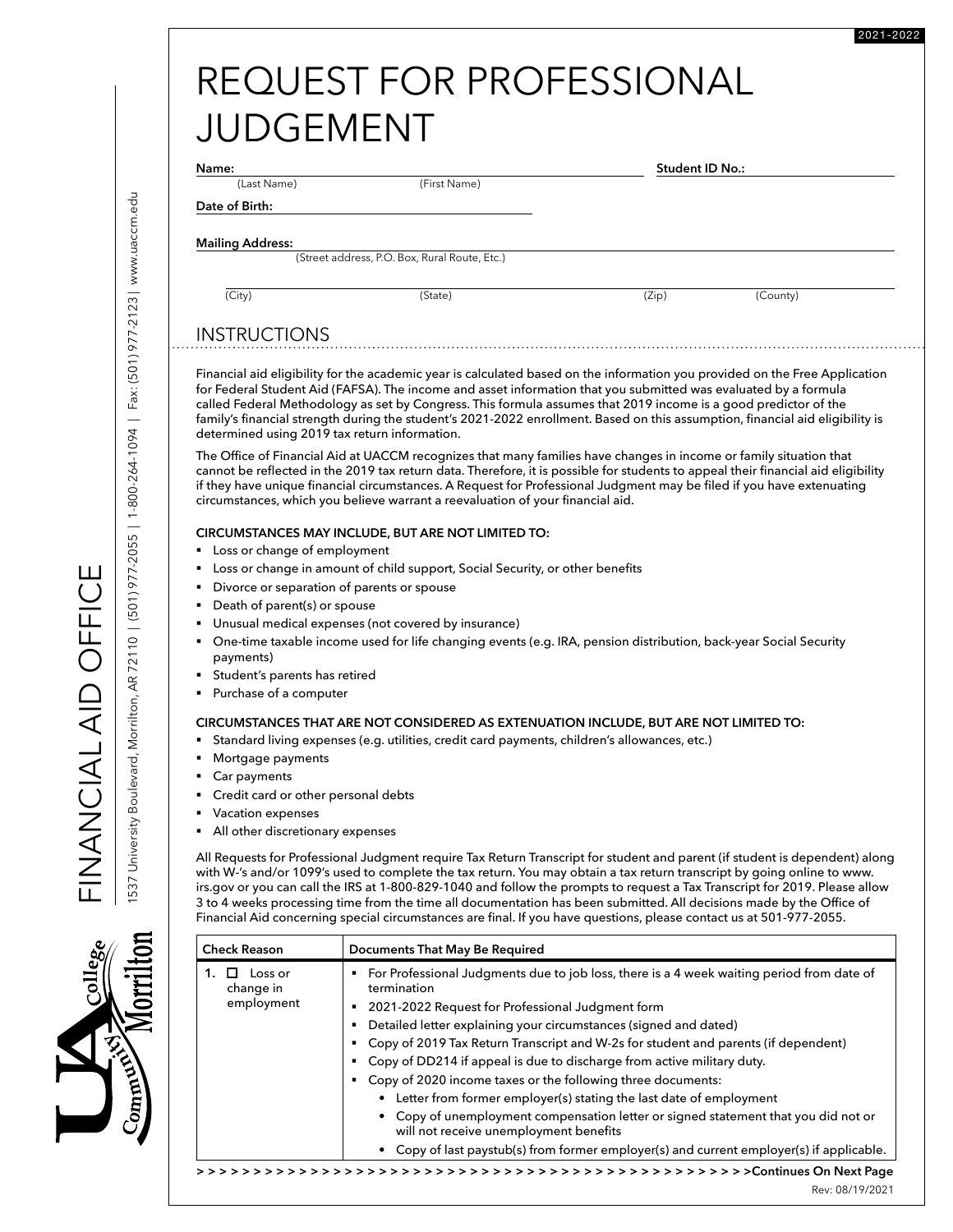# REQUEST FOR PROFESSIONAL JUDGEMENT

**Name:** ______________________________ **Student ID No.:** ______________
(Last Name) (First Name)

**Date of Birth:** ______________________________

**Mailing Address:** ______________________________
(Street address, P.O. Box, Rural Route, Etc.)

(City) (State) (Zip) (County)

## INSTRUCTIONS

Financial aid eligibility for the academic year is calculated based on the information you provided on the Free Application for Federal Student Aid (FAFSA). The income and asset information that you submitted was evaluated by a formula called Federal Methodology as set by Congress. This formula assumes that 2019 income is a good predictor of the family's financial strength during the student's 2021-2022 enrollment. Based on this assumption, financial aid eligibility is determined using 2019 tax return information.

The Office of Financial Aid at UACCM recognizes that many families have changes in income or family situation that cannot be reflected in the 2019 tax return data. Therefore, it is possible for students to appeal their financial aid eligibility if they have unique financial circumstances. A Request for Professional Judgment may be filed if you have extenuating circumstances, which you believe warrant a reevaluation of your financial aid.

**CIRCUMSTANCES MAY INCLUDE, BUT ARE NOT LIMITED TO:**

- Loss or change of employment
- Loss or change in amount of child support, Social Security, or other benefits
- Divorce or separation of parents or spouse
- Death of parent(s) or spouse
- Unusual medical expenses (not covered by insurance)
- One-time taxable income used for life changing events (e.g. IRA, pension distribution, back-year Social Security payments)
- Student's parents has retired
- Purchase of a computer

**CIRCUMSTANCES THAT ARE NOT CONSIDERED AS EXTENUATION INCLUDE, BUT ARE NOT LIMITED TO:**

- Standard living expenses (e.g. utilities, credit card payments, children's allowances, etc.)
- Mortgage payments
- Car payments
- Credit card or other personal debts
- Vacation expenses
- All other discretionary expenses

All Requests for Professional Judgment require Tax Return Transcript for student and parent (if student is dependent) along with W-'s and/or 1099's used to complete the tax return. You may obtain a tax return transcript by going online to www.irs.gov or you can call the IRS at 1-800-829-1040 and follow the prompts to request a Tax Transcript for 2019. Please allow 3 to 4 weeks processing time from the time all documentation has been submitted. All decisions made by the Office of Financial Aid concerning special circumstances are final. If you have questions, please contact us at 501-977-2055.

| Check Reason | Documents That May Be Required |
|---|---|
| 1. ☐ Loss or change in employment | ▪ For Professional Judgments due to job loss, there is a 4 week waiting period from date of termination<br>▪ 2021-2022 Request for Professional Judgment form<br>▪ Detailed letter explaining your circumstances (signed and dated)<br>▪ Copy of 2019 Tax Return Transcript and W-2s for student and parents (if dependent)<br>▪ Copy of DD214 if appeal is due to discharge from active military duty.<br>▪ Copy of 2020 income taxes or the following three documents:<br>• Letter from former employer(s) stating the last date of employment<br>• Copy of unemployment compensation letter or signed statement that you did not or will not receive unemployment benefits<br>• Copy of last paystub(s) from former employer(s) and current employer(s) if applicable. |

> > > > > > > > > > > > > > > > > > > > > > > > > > > > > > > > > > > > > > > > > > > > > > > > >Continues On Next Page

Rev: 08/19/2021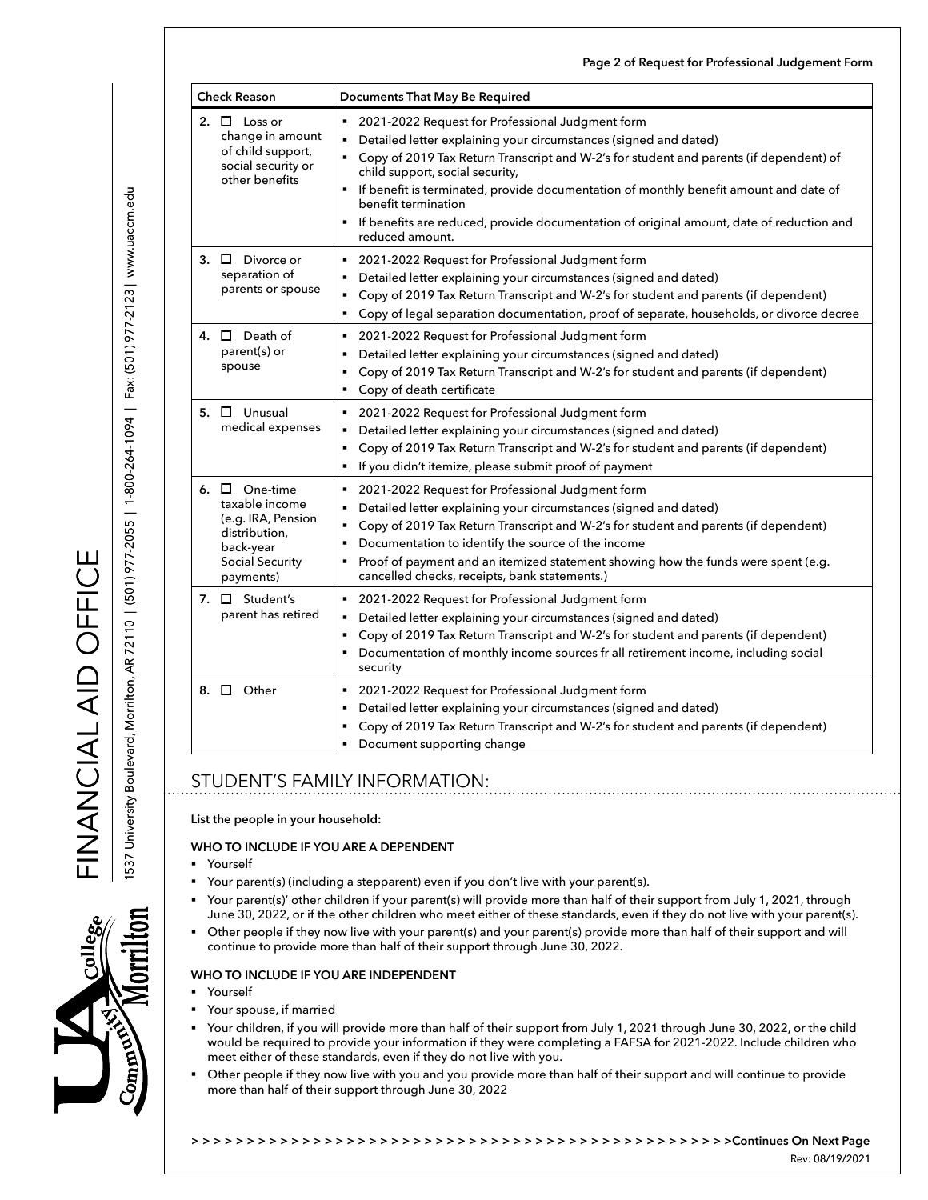| Check Reason | Documents That May Be Required |
|---|---|
| 2. ☐ Loss or change in amount of child support, social security or other benefits | ▪ 2021-2022 Request for Professional Judgment form<br>▪ Detailed letter explaining your circumstances (signed and dated)<br>▪ Copy of 2019 Tax Return Transcript and W-2's for student and parents (if dependent) of child support, social security,<br>▪ If benefit is terminated, provide documentation of monthly benefit amount and date of benefit termination<br>▪ If benefits are reduced, provide documentation of original amount, date of reduction and reduced amount. |
| 3. ☐ Divorce or separation of parents or spouse | ▪ 2021-2022 Request for Professional Judgment form<br>▪ Detailed letter explaining your circumstances (signed and dated)<br>▪ Copy of 2019 Tax Return Transcript and W-2's for student and parents (if dependent)<br>▪ Copy of legal separation documentation, proof of separate, households, or divorce decree |
| 4. ☐ Death of parent(s) or spouse | ▪ 2021-2022 Request for Professional Judgment form<br>▪ Detailed letter explaining your circumstances (signed and dated)<br>▪ Copy of 2019 Tax Return Transcript and W-2's for student and parents (if dependent)<br>▪ Copy of death certificate |
| 5. ☐ Unusual medical expenses | ▪ 2021-2022 Request for Professional Judgment form<br>▪ Detailed letter explaining your circumstances (signed and dated)<br>▪ Copy of 2019 Tax Return Transcript and W-2's for student and parents (if dependent)<br>▪ If you didn't itemize, please submit proof of payment |
| 6. ☐ One-time taxable income (e.g. IRA, Pension distribution, back-year Social Security payments) | ▪ 2021-2022 Request for Professional Judgment form<br>▪ Detailed letter explaining your circumstances (signed and dated)<br>▪ Copy of 2019 Tax Return Transcript and W-2's for student and parents (if dependent)<br>▪ Documentation to identify the source of the income<br>▪ Proof of payment and an itemized statement showing how the funds were spent (e.g. cancelled checks, receipts, bank statements.) |
| 7. ☐ Student's parent has retired | ▪ 2021-2022 Request for Professional Judgment form<br>▪ Detailed letter explaining your circumstances (signed and dated)<br>▪ Copy of 2019 Tax Return Transcript and W-2's for student and parents (if dependent)<br>▪ Documentation of monthly income sources fr all retirement income, including social security |
| 8. ☐ Other | ▪ 2021-2022 Request for Professional Judgment form<br>▪ Detailed letter explaining your circumstances (signed and dated)<br>▪ Copy of 2019 Tax Return Transcript and W-2's for student and parents (if dependent)<br>▪ Document supporting change |

## STUDENT'S FAMILY INFORMATION:

**List the people in your household:**

**WHO TO INCLUDE IF YOU ARE A DEPENDENT**

- Yourself
- Your parent(s) (including a stepparent) even if you don't live with your parent(s).
- Your parent(s)' other children if your parent(s) will provide more than half of their support from July 1, 2021, through June 30, 2022, or if the other children who meet either of these standards, even if they do not live with your parent(s).
- Other people if they now live with your parent(s) and your parent(s) provide more than half of their support and will continue to provide more than half of their support through June 30, 2022.

**WHO TO INCLUDE IF YOU ARE INDEPENDENT**

- Yourself
- Your spouse, if married
- Your children, if you will provide more than half of their support from July 1, 2021 through June 30, 2022, or the child would be required to provide your information if they were completing a FAFSA for 2021-2022. Include children who meet either of these standards, even if they do not live with you.
- Other people if they now live with you and you provide more than half of their support and will continue to provide more than half of their support through June 30, 2022

> > > > > > > > > > > > > > > > > > > > > > > > > > > > > > > > > > > > > > > > > > > > > > > > > > >Continues On Next Page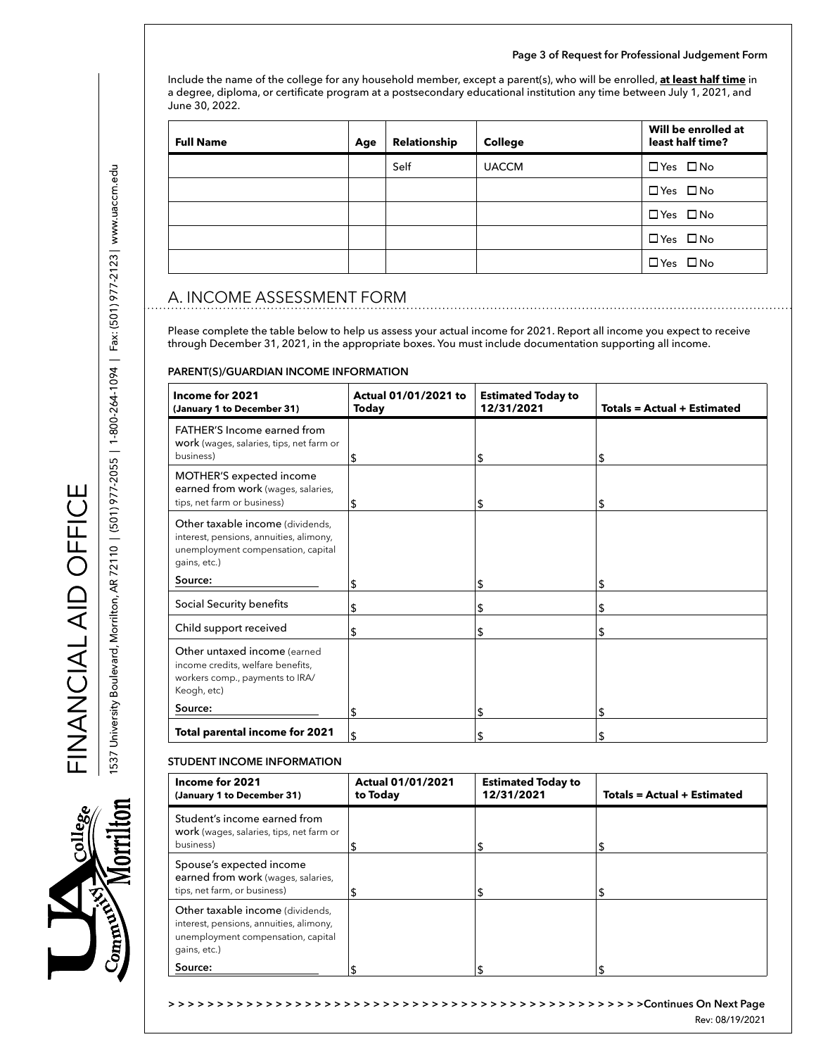Include the name of the college for any household member, except a parent(s), who will be enrolled, **at least half time** in a degree, diploma, or certificate program at a postsecondary educational institution any time between July 1, 2021, and June 30, 2022.

| Full Name | Age | Relationship | College | Will be enrolled at least half time? |
|---|---|---|---|---|
| | | Self | UACCM | ☐ Yes ☐ No |
| | | | | ☐ Yes ☐ No |
| | | | | ☐ Yes ☐ No |
| | | | | ☐ Yes ☐ No |
| | | | | ☐ Yes ☐ No |

## A. INCOME ASSESSMENT FORM

Please complete the table below to help us assess your actual income for 2021. Report all income you expect to receive through December 31, 2021, in the appropriate boxes. You must include documentation supporting all income.

### PARENT(S)/GUARDIAN INCOME INFORMATION

| Income for 2021 (January 1 to December 31) | Actual 01/01/2021 to Today | Estimated Today to 12/31/2021 | Totals = Actual + Estimated |
|---|---|---|---|
| FATHER'S Income earned from work (wages, salaries, tips, net farm or business) | $ | $ | $ |
| MOTHER'S expected income earned from work (wages, salaries, tips, net farm or business) | $ | $ | $ |
| Other taxable income (dividends, interest, pensions, annuities, alimony, unemployment compensation, capital gains, etc.) Source: ______ | $ | $ | $ |
| Social Security benefits | $ | $ | $ |
| Child support received | $ | $ | $ |
| Other untaxed income (earned income credits, welfare benefits, workers comp., payments to IRA/Keogh, etc) Source: ______ | $ | $ | $ |
| **Total parental income for 2021** | $ | $ | $ |

### STUDENT INCOME INFORMATION

| Income for 2021 (January 1 to December 31) | Actual 01/01/2021 to Today | Estimated Today to 12/31/2021 | Totals = Actual + Estimated |
|---|---|---|---|
| Student's income earned from work (wages, salaries, tips, net farm or business) | $ | $ | $ |
| Spouse's expected income earned from work (wages, salaries, tips, net farm, or business) | $ | $ | $ |
| Other taxable income (dividends, interest, pensions, annuities, alimony, unemployment compensation, capital gains, etc.) Source: ______ | $ | $ | $ |

> > > > > > > > > > > > > > > > > > > > > > > > > > > > > > > > > > > > > > > > > > > > > > > > > >Continues On Next Page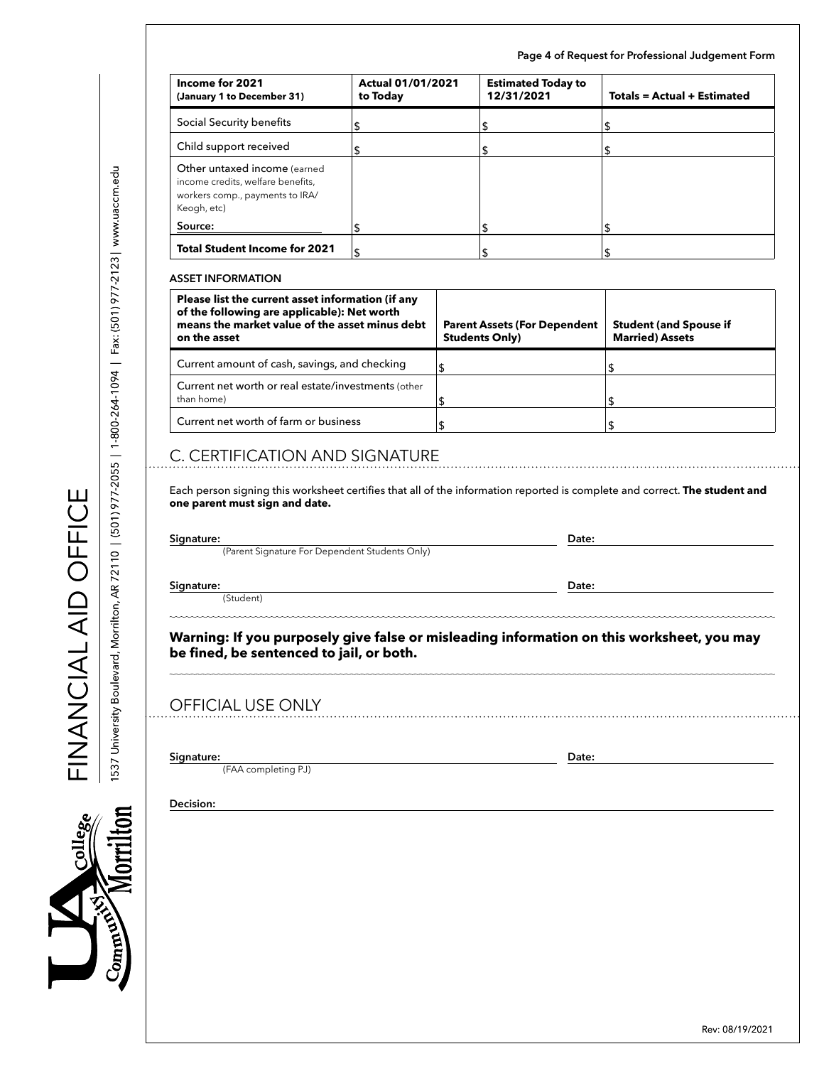| Income for 2021 (January 1 to December 31) | Actual 01/01/2021 to Today | Estimated Today to 12/31/2021 | Totals = Actual + Estimated |
|---|---|---|---|
| Social Security benefits | $ | $ | $ |
| Child support received | $ | $ | $ |
| Other untaxed income (earned income credits, welfare benefits, workers comp., payments to IRA/ Keogh, etc) Source: | $ | $ | $ |
| **Total Student Income for 2021** | $ | $ | $ |

ASSET INFORMATION

| Please list the current asset information (if any of the following are applicable): Net worth means the market value of the asset minus debt on the asset | Parent Assets (For Dependent Students Only) | Student (and Spouse if Married) Assets |
|---|---|---|
| Current amount of cash, savings, and checking | $ | $ |
| Current net worth or real estate/investments (other than home) | $ | $ |
| Current net worth of farm or business | $ | $ |

## C. CERTIFICATION AND SIGNATURE

Each person signing this worksheet certifies that all of the information reported is complete and correct. **The student and one parent must sign and date.**

**Signature:** ______________________________ **Date:** ______________
(Parent Signature For Dependent Students Only)

**Signature:** ______________________________ **Date:** ______________
(Student)

**Warning: If you purposely give false or misleading information on this worksheet, you may be fined, be sentenced to jail, or both.**

## OFFICIAL USE ONLY

**Signature:** ______________________________ **Date:** ______________
(FAA completing PJ)

**Decision:** ______________________________

Rev: 08/19/2021